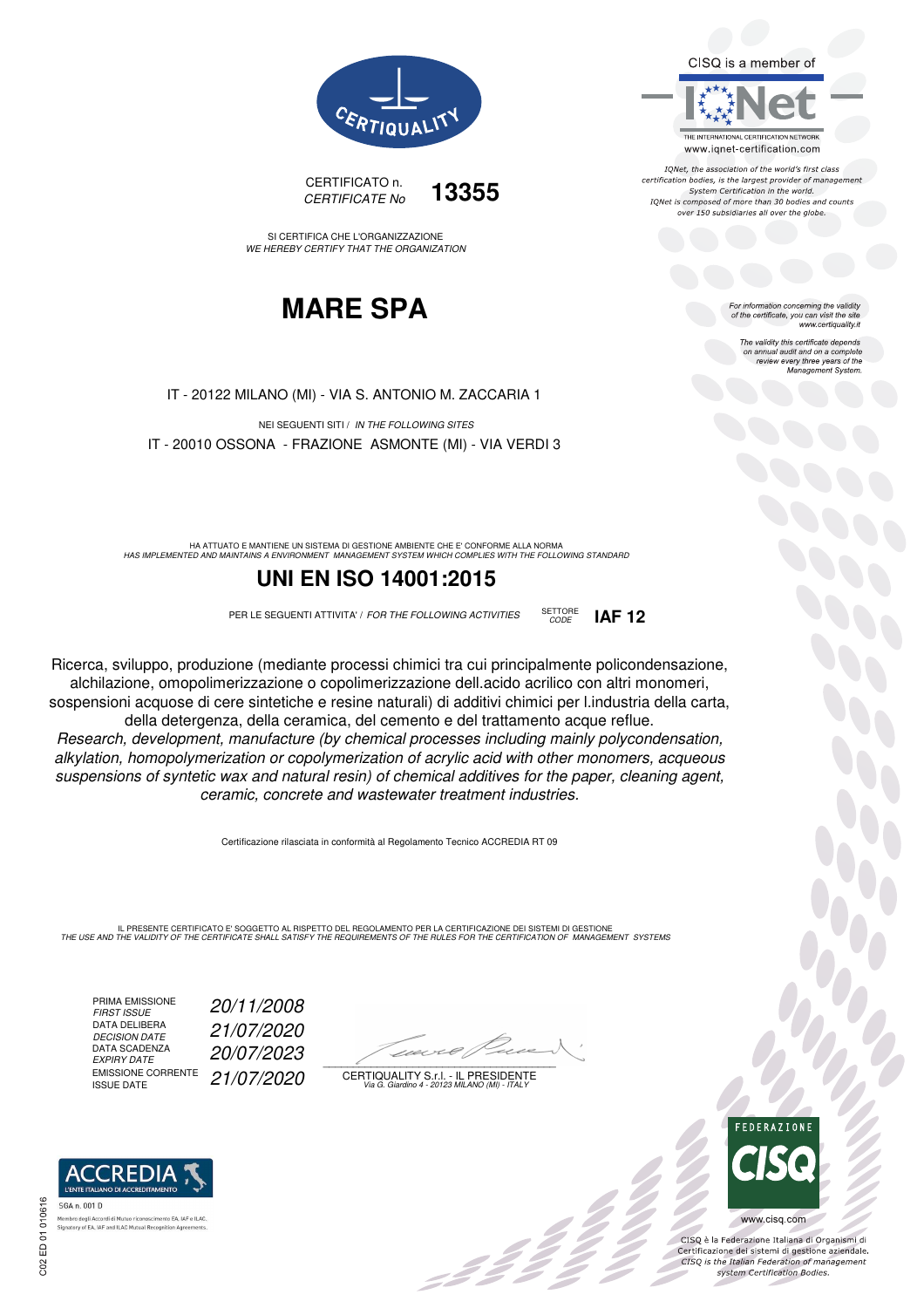CERTIQUALITY

CERTIFICATO n. / *CERTIFICATE No* **13355**

SI CERTIFICA CHE L'ORGANIZZAZIONE
*WE HEREBY CERTIFY THAT THE ORGANIZATION*

# MARE SPA

IT - 20122 MILANO (MI) - VIA S. ANTONIO M. ZACCARIA 1

NEI SEGUENTI SITI / *IN THE FOLLOWING SITES*

IT - 20010 OSSONA - FRAZIONE ASMONTE (MI) - VIA VERDI 3

HA ATTUATO E MANTIENE UN SISTEMA DI GESTIONE AMBIENTE CHE E' CONFORME ALLA NORMA
*HAS IMPLEMENTED AND MAINTAINS A ENVIRONMENT MANAGEMENT SYSTEM WHICH COMPLIES WITH THE FOLLOWING STANDARD*

## UNI EN ISO 14001:2015

PER LE SEGUENTI ATTIVITA' / *FOR THE FOLLOWING ACTIVITIES* SETTORE / *CODE* **IAF 12**

Ricerca, sviluppo, produzione (mediante processi chimici tra cui principalmente policondensazione, alchilazione, omopolimerizzazione o copolimerizzazione dell.acido acrilico con altri monomeri, sospensioni acquose di cere sintetiche e resine naturali) di additivi chimici per l.industria della carta, della detergenza, della ceramica, del cemento e del trattamento acque reflue.

*Research, development, manufacture (by chemical processes including mainly polycondensation, alkylation, homopolymerization or copolymerization of acrylic acid with other monomers, acqueous suspensions of syntetic wax and natural resin) of chemical additives for the paper, cleaning agent, ceramic, concrete and wastewater treatment industries.*

Certificazione rilasciata in conformità al Regolamento Tecnico ACCREDIA RT 09

IL PRESENTE CERTIFICATO E' SOGGETTO AL RISPETTO DEL REGOLAMENTO PER LA CERTIFICAZIONE DEI SISTEMI DI GESTIONE
*THE USE AND THE VALIDITY OF THE CERTIFICATE SHALL SATISFY THE REQUIREMENTS OF THE RULES FOR THE CERTIFICATION OF MANAGEMENT SYSTEMS*

| | |
|---|---|
| PRIMA EMISSIONE / *FIRST ISSUE* | *20/11/2008* |
| DATA DELIBERA / *DECISION DATE* | *21/07/2020* |
| DATA SCADENZA / *EXPIRY DATE* | *20/07/2023* |
| EMISSIONE CORRENTE / *ISSUE DATE* | *21/07/2020* |

CERTIQUALITY S.r.l. - IL PRESIDENTE
*Via G. Giardino 4 - 20123 MILANO (MI) - ITALY*

CISQ is a member of IQNet — THE INTERNATIONAL CERTIFICATION NETWORK — www.iqnet-certification.com

*IQNet, the association of the world's first class certification bodies, is the largest provider of management System Certification in the world. IQNet is composed of more than 30 bodies and counts over 150 subsidiaries all over the globe.*

*For information concerning the validity of the certificate, you can visit the site www.certiquality.it*

*The validity this certificate depends on annual audit and on a complete review every three years of the Management System.*

ACCREDIA — L'ENTE ITALIANO DI ACCREDITAMENTO
SGA n. 001 D
Membro degli Accordi di Mutuo riconoscimento EA, IAF e ILAC.
Signatory of EA, IAF and ILAC Mutual Recognition Agreements.

FEDERAZIONE CISQ — www.cisq.com

CISQ è la Federazione Italiana di Organismi di Certificazione dei sistemi di gestione aziendale.
*CISQ is the Italian Federation of management system Certification Bodies.*

C02 ED 01 010616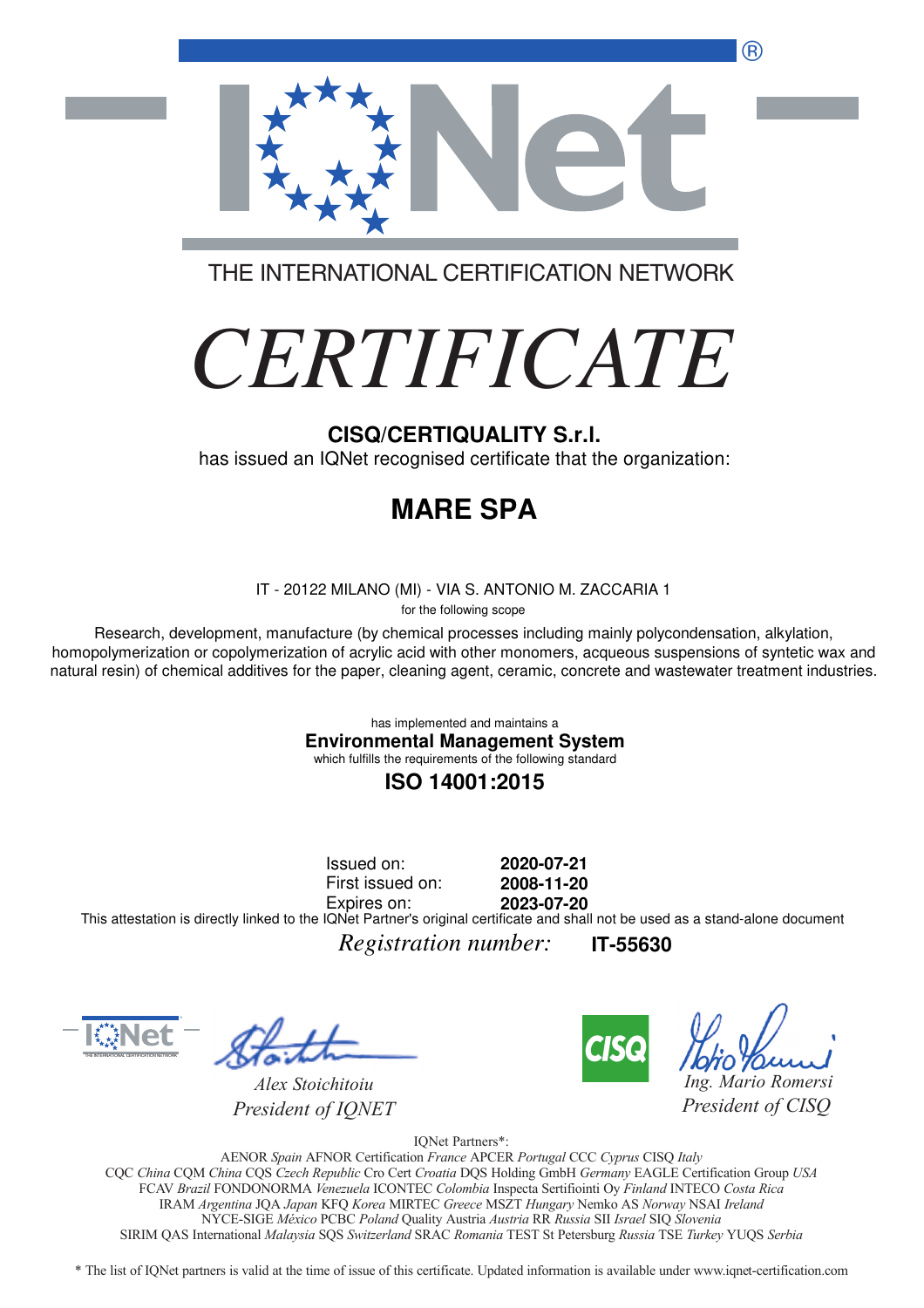THE INTERNATIONAL CERTIFICATION NETWORK

# *CERTIFICATE*

**CISQ/CERTIQUALITY S.r.l.**

has issued an IQNet recognised certificate that the organization:

## MARE SPA

IT - 20122 MILANO (MI) - VIA S. ANTONIO M. ZACCARIA 1

for the following scope

Research, development, manufacture (by chemical processes including mainly polycondensation, alkylation, homopolymerization or copolymerization of acrylic acid with other monomers, acqueous suspensions of syntetic wax and natural resin) of chemical additives for the paper, cleaning agent, ceramic, concrete and wastewater treatment industries.

has implemented and maintains a

**Environmental Management System**

which fulfills the requirements of the following standard

**ISO 14001:2015**

| | |
|---|---|
| Issued on: | **2020-07-21** |
| First issued on: | **2008-11-20** |
| Expires on: | **2023-07-20** |

This attestation is directly linked to the IQNet Partner's original certificate and shall not be used as a stand-alone document

*Registration number:* **IT-55630**

*Alex Stoichitoiu*
*President of IQNET*

*Ing. Mario Romersi*
*President of CISQ*

IQNet Partners*:

AENOR *Spain* AFNOR Certification *France* APCER *Portugal* CCC *Cyprus* CISQ *Italy*
CQC *China* CQM *China* CQS *Czech Republic* Cro Cert *Croatia* DQS Holding GmbH *Germany* EAGLE Certification Group *USA*
FCAV *Brazil* FONDONORMA *Venezuela* ICONTEC *Colombia* Inspecta Sertifiointi Oy *Finland* INTECO *Costa Rica*
IRAM *Argentina* JQA *Japan* KFQ *Korea* MIRTEC *Greece* MSZT *Hungary* Nemko AS *Norway* NSAI *Ireland*
NYCE-SIGE *México* PCBC *Poland* Quality Austria *Austria* RR *Russia* SII *Israel* SIQ *Slovenia*
SIRIM QAS International *Malaysia* SQS *Switzerland* SRAC *Romania* TEST St Petersburg *Russia* TSE *Turkey* YUQS *Serbia*

* The list of IQNet partners is valid at the time of issue of this certificate. Updated information is available under www.iqnet-certification.com